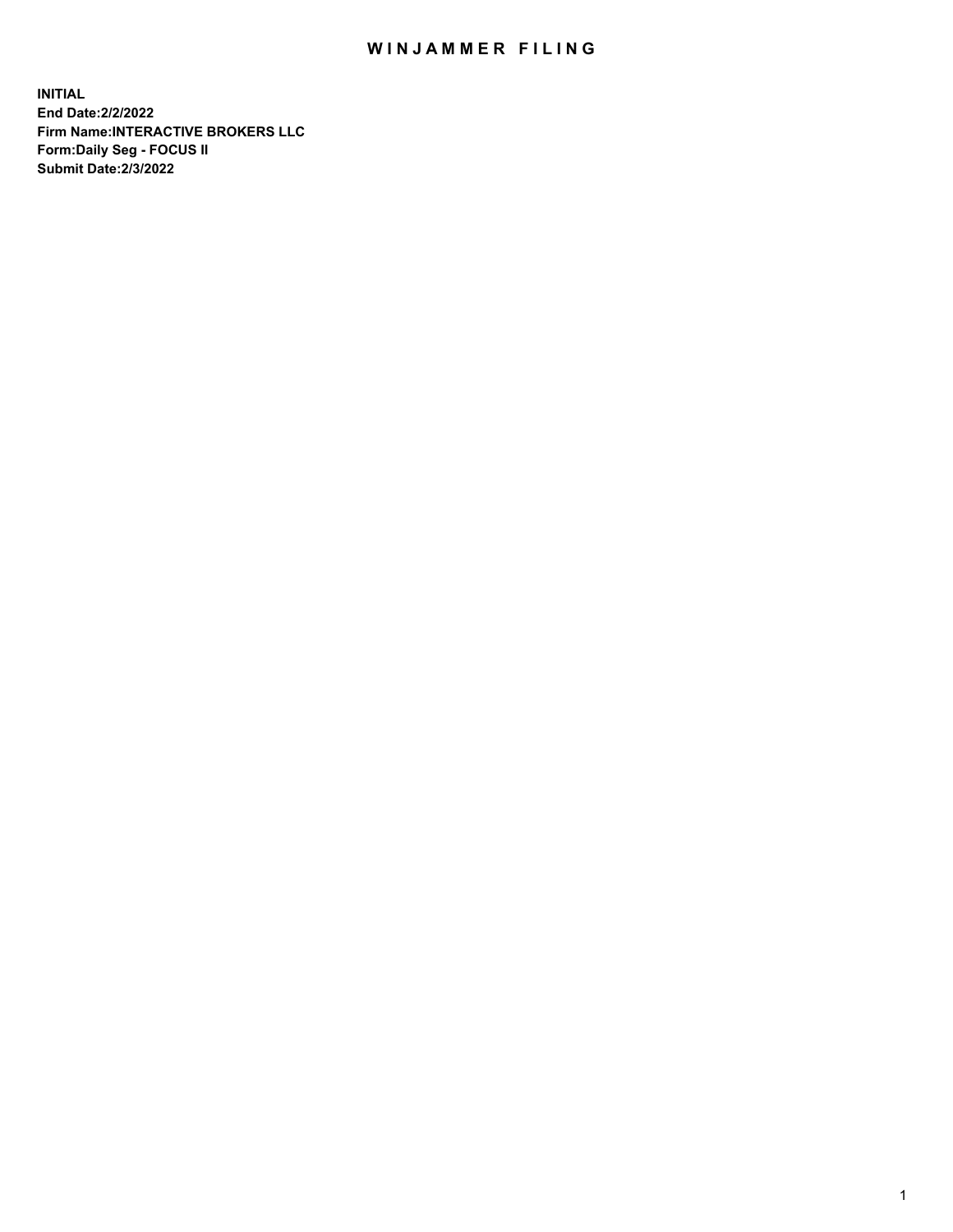# WINJAMMER FILING

**INITIAL**
**End Date:2/2/2022**
**Firm Name:INTERACTIVE BROKERS LLC**
**Form:Daily Seg - FOCUS II**
**Submit Date:2/3/2022**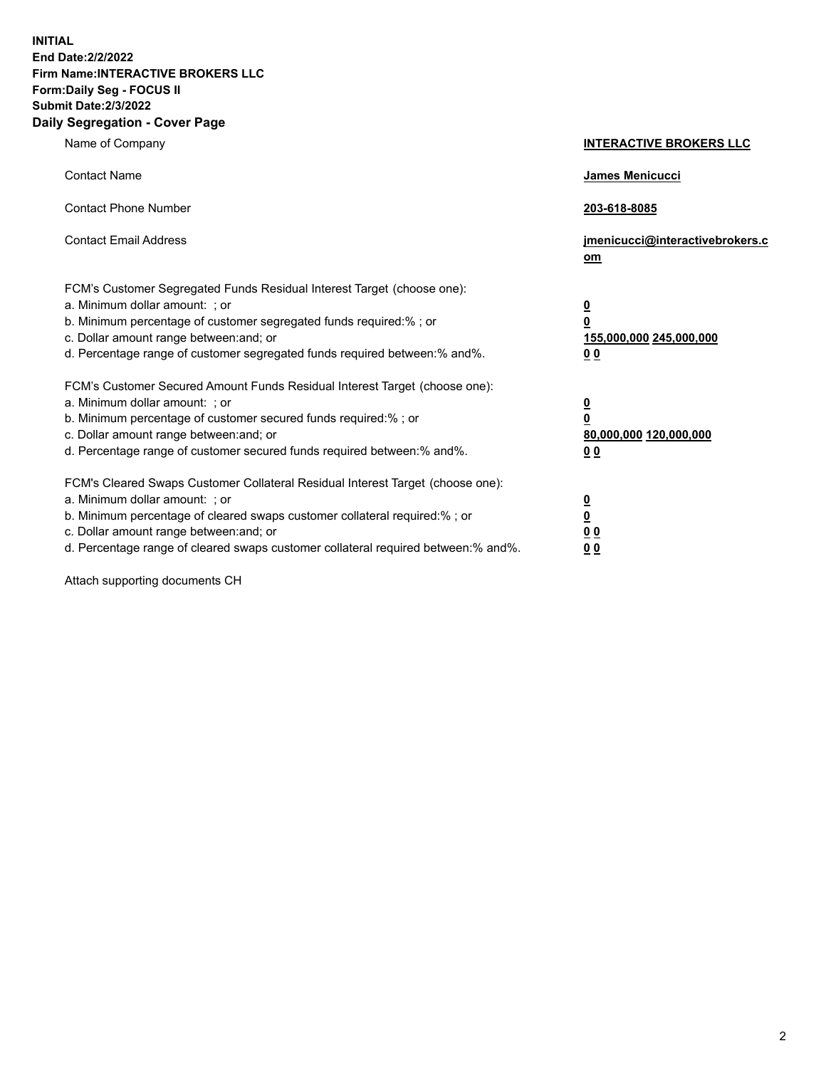**INITIAL**
**End Date:2/2/2022**
**Firm Name:INTERACTIVE BROKERS LLC**
**Form:Daily Seg - FOCUS II**
**Submit Date:2/3/2022**

## Daily Segregation - Cover Page

| | |
|---|---|
| Name of Company | **INTERACTIVE BROKERS LLC** |
| Contact Name | **James Menicucci** |
| Contact Phone Number | **203-618-8085** |
| Contact Email Address | **jmenicucci@interactivebrokers.com** |

FCM's Customer Segregated Funds Residual Interest Target (choose one):

| | |
|---|---|
| a. Minimum dollar amount: ; or | **0** |
| b. Minimum percentage of customer segregated funds required:% ; or | **0** |
| c. Dollar amount range between:and; or | **155,000,000 245,000,000** |
| d. Percentage range of customer segregated funds required between:% and%. | **0 0** |

FCM's Customer Secured Amount Funds Residual Interest Target (choose one):

| | |
|---|---|
| a. Minimum dollar amount: ; or | **0** |
| b. Minimum percentage of customer secured funds required:% ; or | **0** |
| c. Dollar amount range between:and; or | **80,000,000 120,000,000** |
| d. Percentage range of customer secured funds required between:% and%. | **0 0** |

FCM's Cleared Swaps Customer Collateral Residual Interest Target (choose one):

| | |
|---|---|
| a. Minimum dollar amount: ; or | **0** |
| b. Minimum percentage of cleared swaps customer collateral required:% ; or | **0** |
| c. Dollar amount range between:and; or | **0 0** |
| d. Percentage range of cleared swaps customer collateral required between:% and%. | **0 0** |

Attach supporting documents CH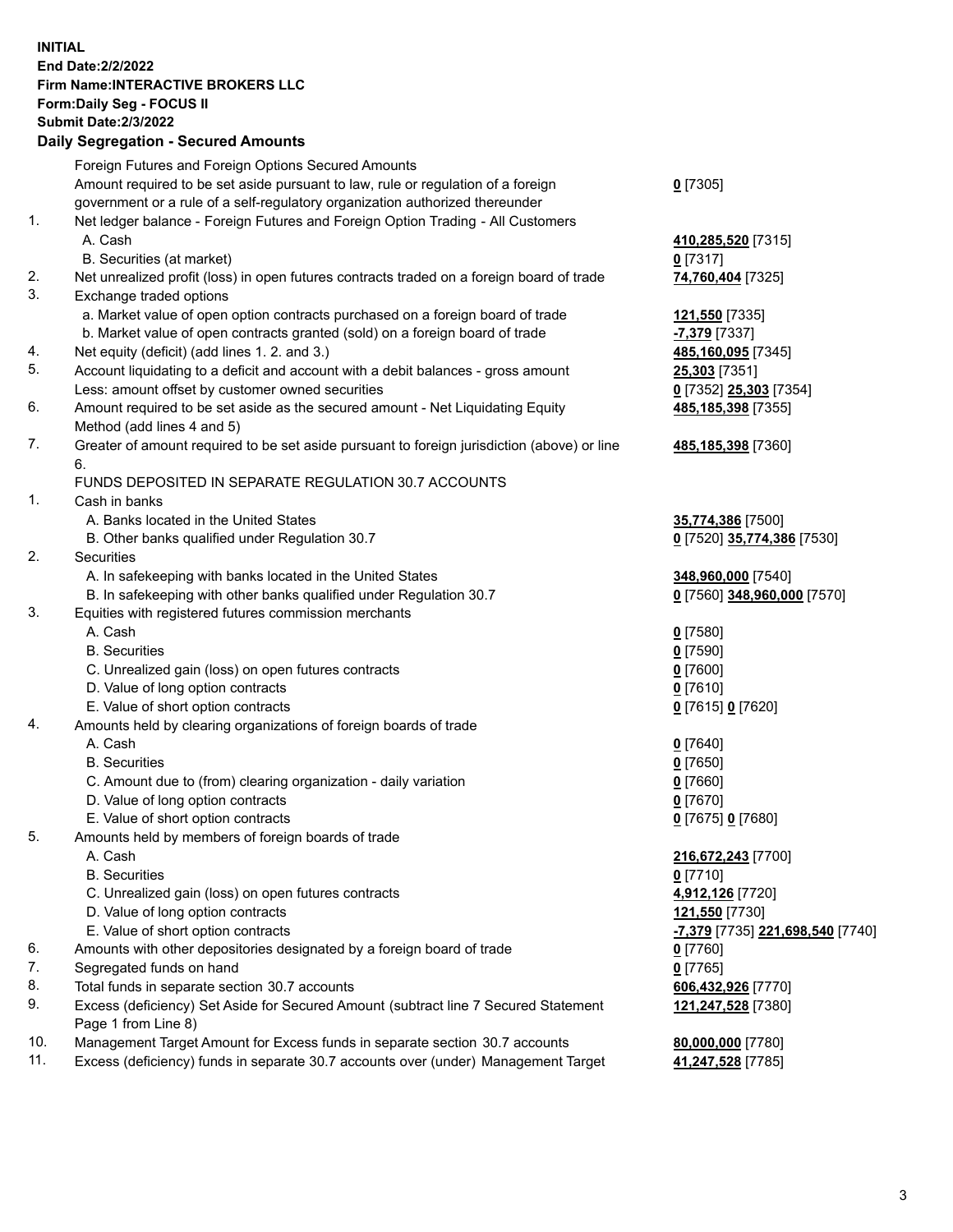**INITIAL**
**End Date:2/2/2022**
**Firm Name:INTERACTIVE BROKERS LLC**
**Form:Daily Seg - FOCUS II**
**Submit Date:2/3/2022**

## Daily Segregation - Secured Amounts

| | | |
|---|---|---|
| | Foreign Futures and Foreign Options Secured Amounts | |
| | Amount required to be set aside pursuant to law, rule or regulation of a foreign government or a rule of a self-regulatory organization authorized thereunder | **0** [7305] |
| 1. | Net ledger balance - Foreign Futures and Foreign Option Trading - All Customers | |
| | A. Cash | **410,285,520** [7315] |
| | B. Securities (at market) | **0** [7317] |
| 2. | Net unrealized profit (loss) in open futures contracts traded on a foreign board of trade | **74,760,404** [7325] |
| 3. | Exchange traded options | |
| | a. Market value of open option contracts purchased on a foreign board of trade | **121,550** [7335] |
| | b. Market value of open contracts granted (sold) on a foreign board of trade | **-7,379** [7337] |
| 4. | Net equity (deficit) (add lines 1. 2. and 3.) | **485,160,095** [7345] |
| 5. | Account liquidating to a deficit and account with a debit balances - gross amount | **25,303** [7351] |
| | Less: amount offset by customer owned securities | **0** [7352] **25,303** [7354] |
| 6. | Amount required to be set aside as the secured amount - Net Liquidating Equity Method (add lines 4 and 5) | **485,185,398** [7355] |
| 7. | Greater of amount required to be set aside pursuant to foreign jurisdiction (above) or line 6. | **485,185,398** [7360] |
| | FUNDS DEPOSITED IN SEPARATE REGULATION 30.7 ACCOUNTS | |
| 1. | Cash in banks | |
| | A. Banks located in the United States | **35,774,386** [7500] |
| | B. Other banks qualified under Regulation 30.7 | **0** [7520] **35,774,386** [7530] |
| 2. | Securities | |
| | A. In safekeeping with banks located in the United States | **348,960,000** [7540] |
| | B. In safekeeping with other banks qualified under Regulation 30.7 | **0** [7560] **348,960,000** [7570] |
| 3. | Equities with registered futures commission merchants | |
| | A. Cash | **0** [7580] |
| | B. Securities | **0** [7590] |
| | C. Unrealized gain (loss) on open futures contracts | **0** [7600] |
| | D. Value of long option contracts | **0** [7610] |
| | E. Value of short option contracts | **0** [7615] **0** [7620] |
| 4. | Amounts held by clearing organizations of foreign boards of trade | |
| | A. Cash | **0** [7640] |
| | B. Securities | **0** [7650] |
| | C. Amount due to (from) clearing organization - daily variation | **0** [7660] |
| | D. Value of long option contracts | **0** [7670] |
| | E. Value of short option contracts | **0** [7675] **0** [7680] |
| 5. | Amounts held by members of foreign boards of trade | |
| | A. Cash | **216,672,243** [7700] |
| | B. Securities | **0** [7710] |
| | C. Unrealized gain (loss) on open futures contracts | **4,912,126** [7720] |
| | D. Value of long option contracts | **121,550** [7730] |
| | E. Value of short option contracts | **-7,379** [7735] **221,698,540** [7740] |
| 6. | Amounts with other depositories designated by a foreign board of trade | **0** [7760] |
| 7. | Segregated funds on hand | **0** [7765] |
| 8. | Total funds in separate section 30.7 accounts | **606,432,926** [7770] |
| 9. | Excess (deficiency) Set Aside for Secured Amount (subtract line 7 Secured Statement Page 1 from Line 8) | **121,247,528** [7380] |
| 10. | Management Target Amount for Excess funds in separate section 30.7 accounts | **80,000,000** [7780] |
| 11. | Excess (deficiency) funds in separate 30.7 accounts over (under) Management Target | **41,247,528** [7785] |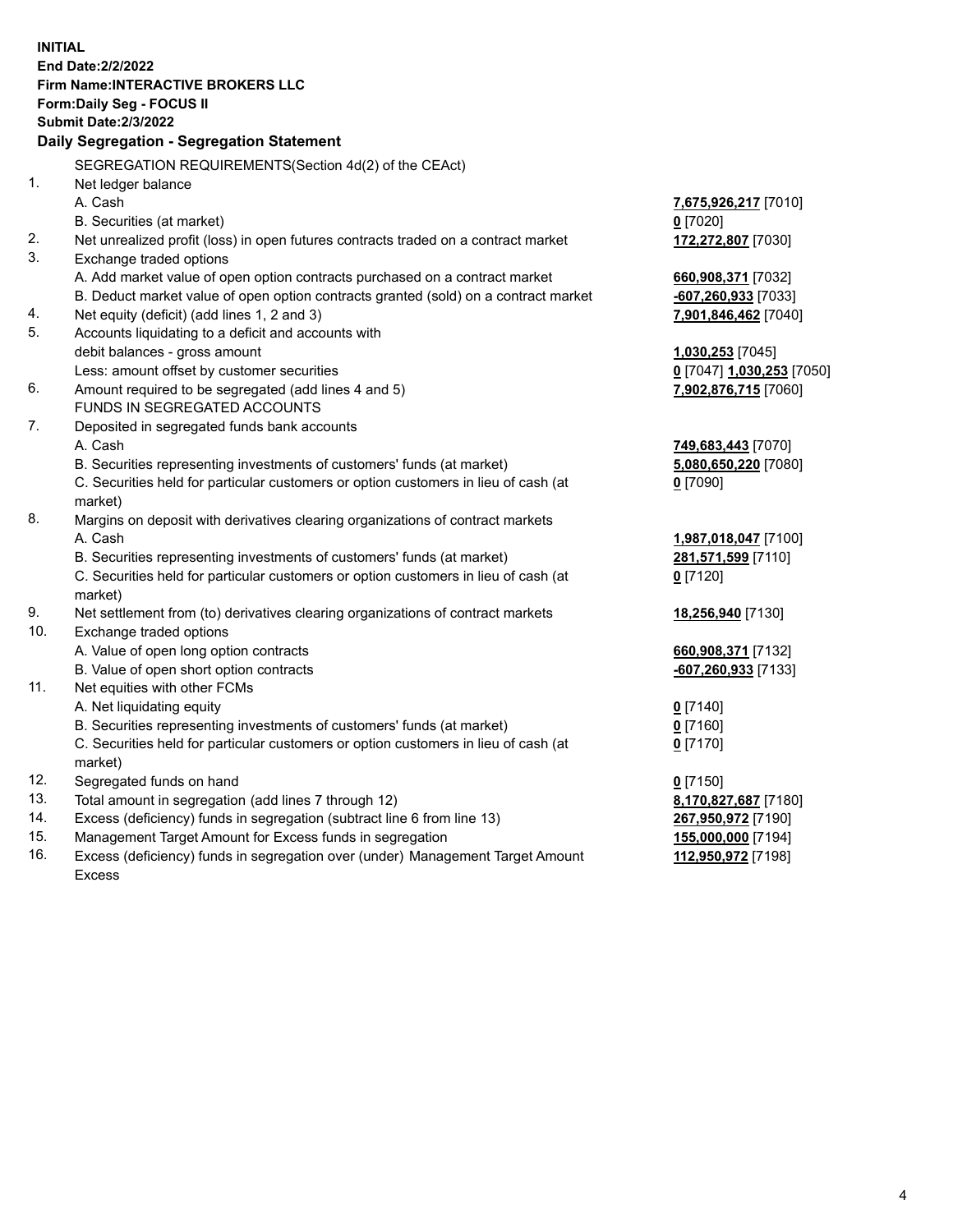**INITIAL**
**End Date:2/2/2022**
**Firm Name:INTERACTIVE BROKERS LLC**
**Form:Daily Seg - FOCUS II**
**Submit Date:2/3/2022**

### Daily Segregation - Segregation Statement

| | | |
|---|---|---|
| | SEGREGATION REQUIREMENTS(Section 4d(2) of the CEAct) | |
| 1. | Net ledger balance | |
| | A. Cash | **7,675,926,217** [7010] |
| | B. Securities (at market) | **0** [7020] |
| 2. | Net unrealized profit (loss) in open futures contracts traded on a contract market | **172,272,807** [7030] |
| 3. | Exchange traded options | |
| | A. Add market value of open option contracts purchased on a contract market | **660,908,371** [7032] |
| | B. Deduct market value of open option contracts granted (sold) on a contract market | **-607,260,933** [7033] |
| 4. | Net equity (deficit) (add lines 1, 2 and 3) | **7,901,846,462** [7040] |
| 5. | Accounts liquidating to a deficit and accounts with debit balances - gross amount | **1,030,253** [7045] |
| | Less: amount offset by customer securities | **0** [7047] **1,030,253** [7050] |
| 6. | Amount required to be segregated (add lines 4 and 5) | **7,902,876,715** [7060] |
| | FUNDS IN SEGREGATED ACCOUNTS | |
| 7. | Deposited in segregated funds bank accounts | |
| | A. Cash | **749,683,443** [7070] |
| | B. Securities representing investments of customers' funds (at market) | **5,080,650,220** [7080] |
| | C. Securities held for particular customers or option customers in lieu of cash (at market) | **0** [7090] |
| 8. | Margins on deposit with derivatives clearing organizations of contract markets | |
| | A. Cash | **1,987,018,047** [7100] |
| | B. Securities representing investments of customers' funds (at market) | **281,571,599** [7110] |
| | C. Securities held for particular customers or option customers in lieu of cash (at market) | **0** [7120] |
| 9. | Net settlement from (to) derivatives clearing organizations of contract markets | **18,256,940** [7130] |
| 10. | Exchange traded options | |
| | A. Value of open long option contracts | **660,908,371** [7132] |
| | B. Value of open short option contracts | **-607,260,933** [7133] |
| 11. | Net equities with other FCMs | |
| | A. Net liquidating equity | **0** [7140] |
| | B. Securities representing investments of customers' funds (at market) | **0** [7160] |
| | C. Securities held for particular customers or option customers in lieu of cash (at market) | **0** [7170] |
| 12. | Segregated funds on hand | **0** [7150] |
| 13. | Total amount in segregation (add lines 7 through 12) | **8,170,827,687** [7180] |
| 14. | Excess (deficiency) funds in segregation (subtract line 6 from line 13) | **267,950,972** [7190] |
| 15. | Management Target Amount for Excess funds in segregation | **155,000,000** [7194] |
| 16. | Excess (deficiency) funds in segregation over (under) Management Target Amount Excess | **112,950,972** [7198] |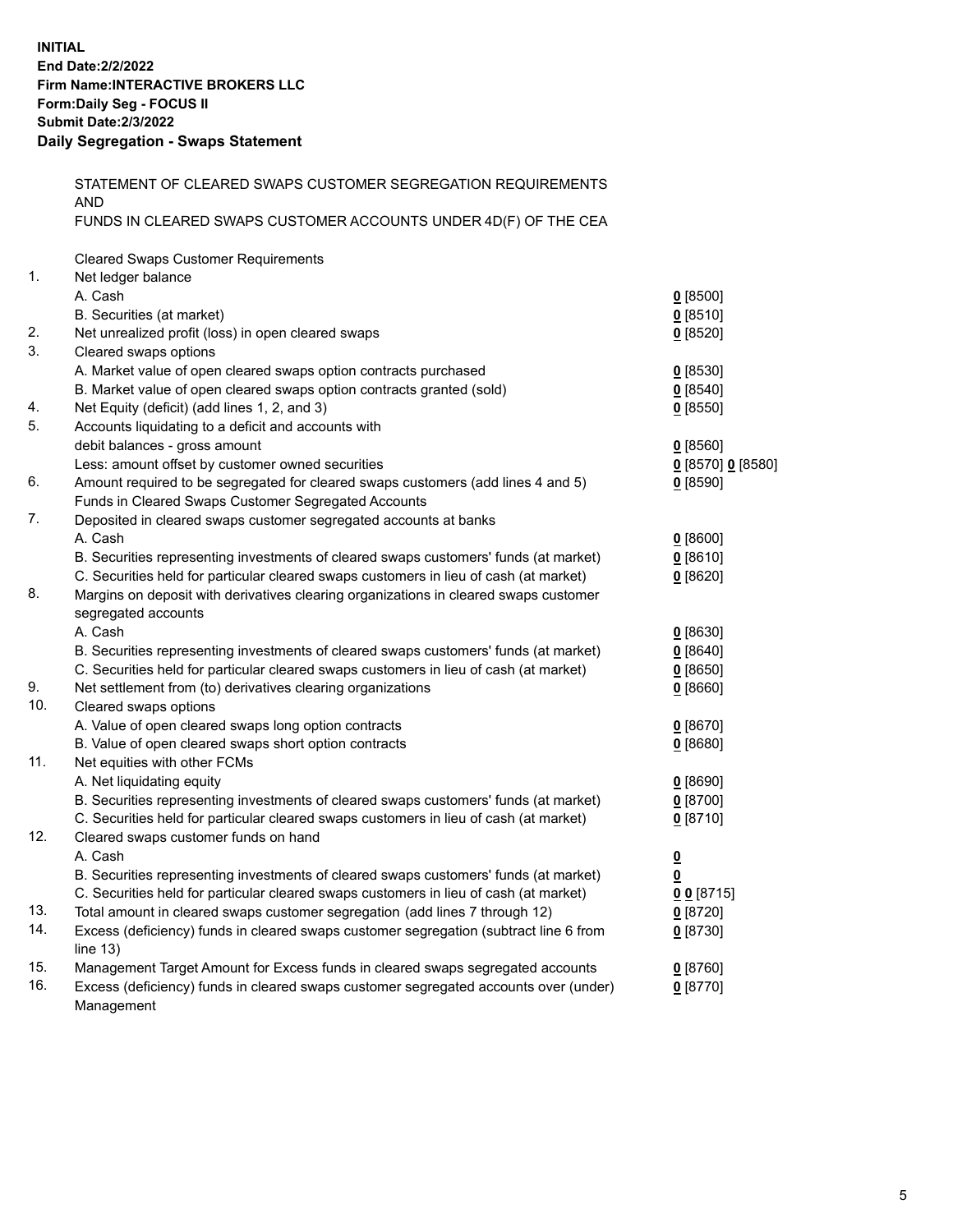**INITIAL**
**End Date:2/2/2022**
**Firm Name:INTERACTIVE BROKERS LLC**
**Form:Daily Seg - FOCUS II**
**Submit Date:2/3/2022**
**Daily Segregation - Swaps Statement**

STATEMENT OF CLEARED SWAPS CUSTOMER SEGREGATION REQUIREMENTS AND FUNDS IN CLEARED SWAPS CUSTOMER ACCOUNTS UNDER 4D(F) OF THE CEA

| | | |
|---|---|---|
| | Cleared Swaps Customer Requirements | |
| 1. | Net ledger balance | |
| | A. Cash | 0 [8500] |
| | B. Securities (at market) | 0 [8510] |
| 2. | Net unrealized profit (loss) in open cleared swaps | 0 [8520] |
| 3. | Cleared swaps options | |
| | A. Market value of open cleared swaps option contracts purchased | 0 [8530] |
| | B. Market value of open cleared swaps option contracts granted (sold) | 0 [8540] |
| 4. | Net Equity (deficit) (add lines 1, 2, and 3) | 0 [8550] |
| 5. | Accounts liquidating to a deficit and accounts with debit balances - gross amount | 0 [8560] |
| | Less: amount offset by customer owned securities | 0 [8570] 0 [8580] |
| 6. | Amount required to be segregated for cleared swaps customers (add lines 4 and 5) | 0 [8590] |
| | Funds in Cleared Swaps Customer Segregated Accounts | |
| 7. | Deposited in cleared swaps customer segregated accounts at banks | |
| | A. Cash | 0 [8600] |
| | B. Securities representing investments of cleared swaps customers' funds (at market) | 0 [8610] |
| | C. Securities held for particular cleared swaps customers in lieu of cash (at market) | 0 [8620] |
| 8. | Margins on deposit with derivatives clearing organizations in cleared swaps customer segregated accounts | |
| | A. Cash | 0 [8630] |
| | B. Securities representing investments of cleared swaps customers' funds (at market) | 0 [8640] |
| | C. Securities held for particular cleared swaps customers in lieu of cash (at market) | 0 [8650] |
| 9. | Net settlement from (to) derivatives clearing organizations | 0 [8660] |
| 10. | Cleared swaps options | |
| | A. Value of open cleared swaps long option contracts | 0 [8670] |
| | B. Value of open cleared swaps short option contracts | 0 [8680] |
| 11. | Net equities with other FCMs | |
| | A. Net liquidating equity | 0 [8690] |
| | B. Securities representing investments of cleared swaps customers' funds (at market) | 0 [8700] |
| | C. Securities held for particular cleared swaps customers in lieu of cash (at market) | 0 [8710] |
| 12. | Cleared swaps customer funds on hand | |
| | A. Cash | 0 |
| | B. Securities representing investments of cleared swaps customers' funds (at market) | 0 |
| | C. Securities held for particular cleared swaps customers in lieu of cash (at market) | 0 0 [8715] |
| 13. | Total amount in cleared swaps customer segregation (add lines 7 through 12) | 0 [8720] |
| 14. | Excess (deficiency) funds in cleared swaps customer segregation (subtract line 6 from line 13) | 0 [8730] |
| 15. | Management Target Amount for Excess funds in cleared swaps segregated accounts | 0 [8760] |
| 16. | Excess (deficiency) funds in cleared swaps customer segregated accounts over (under) Management | 0 [8770] |